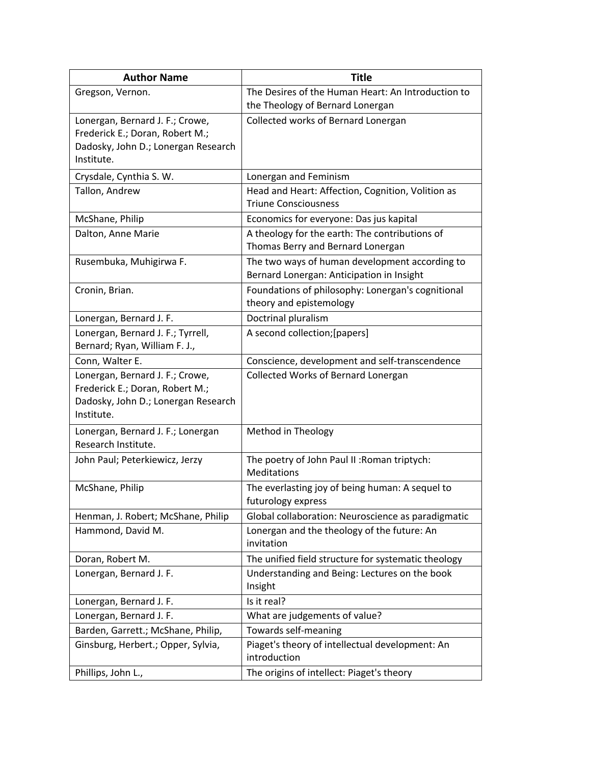| Author Name | Title |
| --- | --- |
| Gregson, Vernon. | The Desires of the Human Heart: An Introduction to the Theology of Bernard Lonergan |
| Lonergan, Bernard J. F.; Crowe, Frederick E.; Doran, Robert M.; Dadosky, John D.; Lonergan Research Institute. | Collected works of Bernard Lonergan |
| Crysdale, Cynthia S. W. | Lonergan and Feminism |
| Tallon, Andrew | Head and Heart: Affection, Cognition, Volition as Triune Consciousness |
| McShane, Philip | Economics for everyone: Das jus kapital |
| Dalton, Anne Marie | A theology for the earth: The contributions of Thomas Berry and Bernard Lonergan |
| Rusembuka, Muhigirwa F. | The two ways of human development according to Bernard Lonergan: Anticipation in Insight |
| Cronin, Brian. | Foundations of philosophy: Lonergan's cognitional theory and epistemology |
| Lonergan, Bernard J. F. | Doctrinal pluralism |
| Lonergan, Bernard J. F.; Tyrrell, Bernard; Ryan, William F. J., | A second collection;[papers] |
| Conn, Walter E. | Conscience, development and self-transcendence |
| Lonergan, Bernard J. F.; Crowe, Frederick E.; Doran, Robert M.; Dadosky, John D.; Lonergan Research Institute. | Collected Works of Bernard Lonergan |
| Lonergan, Bernard J. F.; Lonergan Research Institute. | Method in Theology |
| John Paul; Peterkiewicz, Jerzy | The poetry of John Paul II :Roman triptych: Meditations |
| McShane, Philip | The everlasting joy of being human: A sequel to futurology express |
| Henman, J. Robert; McShane, Philip | Global collaboration: Neuroscience as paradigmatic |
| Hammond, David M. | Lonergan and the theology of the future: An invitation |
| Doran, Robert M. | The unified field structure for systematic theology |
| Lonergan, Bernard J. F. | Understanding and Being: Lectures on the book Insight |
| Lonergan, Bernard J. F. | Is it real? |
| Lonergan, Bernard J. F. | What are judgements of value? |
| Barden, Garrett.; McShane, Philip, | Towards self-meaning |
| Ginsburg, Herbert.; Opper, Sylvia, | Piaget's theory of intellectual development: An introduction |
| Phillips, John L., | The origins of intellect: Piaget's theory |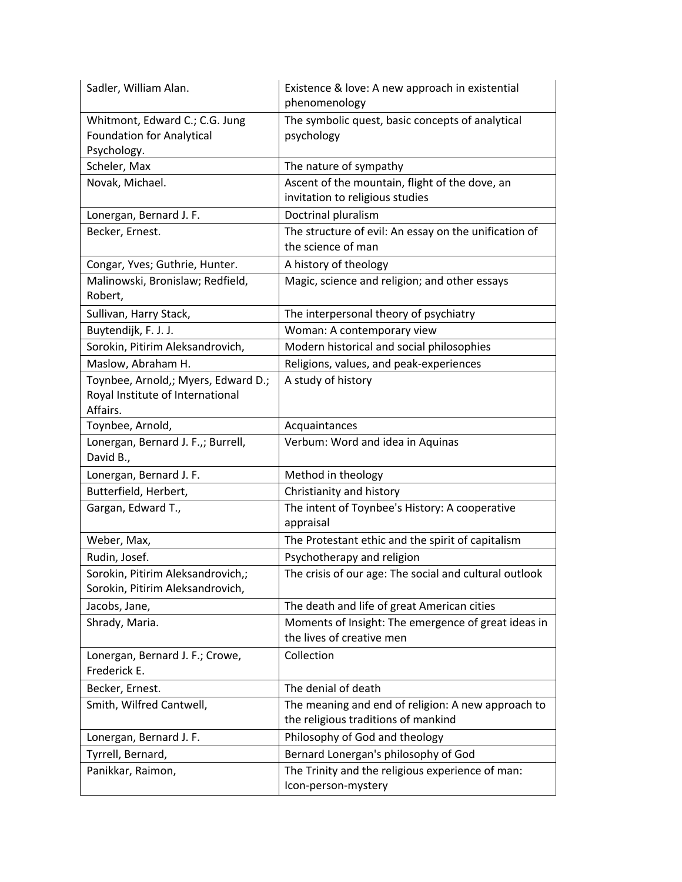| Sadler, William Alan. | Existence & love: A new approach in existential phenomenology |
|---|---|
| Whitmont, Edward C.; C.G. Jung Foundation for Analytical Psychology. | The symbolic quest, basic concepts of analytical psychology |
| Scheler, Max | The nature of sympathy |
| Novak, Michael. | Ascent of the mountain, flight of the dove, an invitation to religious studies |
| Lonergan, Bernard J. F. | Doctrinal pluralism |
| Becker, Ernest. | The structure of evil: An essay on the unification of the science of man |
| Congar, Yves; Guthrie, Hunter. | A history of theology |
| Malinowski, Bronislaw; Redfield, Robert, | Magic, science and religion; and other essays |
| Sullivan, Harry Stack, | The interpersonal theory of psychiatry |
| Buytendijk, F. J. J. | Woman: A contemporary view |
| Sorokin, Pitirim Aleksandrovich, | Modern historical and social philosophies |
| Maslow, Abraham H. | Religions, values, and peak-experiences |
| Toynbee, Arnold,; Myers, Edward D.; Royal Institute of International Affairs. | A study of history |
| Toynbee, Arnold, | Acquaintances |
| Lonergan, Bernard J. F.,; Burrell, David B., | Verbum: Word and idea in Aquinas |
| Lonergan, Bernard J. F. | Method in theology |
| Butterfield, Herbert, | Christianity and history |
| Gargan, Edward T., | The intent of Toynbee's History: A cooperative appraisal |
| Weber, Max, | The Protestant ethic and the spirit of capitalism |
| Rudin, Josef. | Psychotherapy and religion |
| Sorokin, Pitirim Aleksandrovich,; Sorokin, Pitirim Aleksandrovich, | The crisis of our age: The social and cultural outlook |
| Jacobs, Jane, | The death and life of great American cities |
| Shrady, Maria. | Moments of Insight: The emergence of great ideas in the lives of creative men |
| Lonergan, Bernard J. F.; Crowe, Frederick E. | Collection |
| Becker, Ernest. | The denial of death |
| Smith, Wilfred Cantwell, | The meaning and end of religion: A new approach to the religious traditions of mankind |
| Lonergan, Bernard J. F. | Philosophy of God and theology |
| Tyrrell, Bernard, | Bernard Lonergan's philosophy of God |
| Panikkar, Raimon, | The Trinity and the religious experience of man: Icon-person-mystery |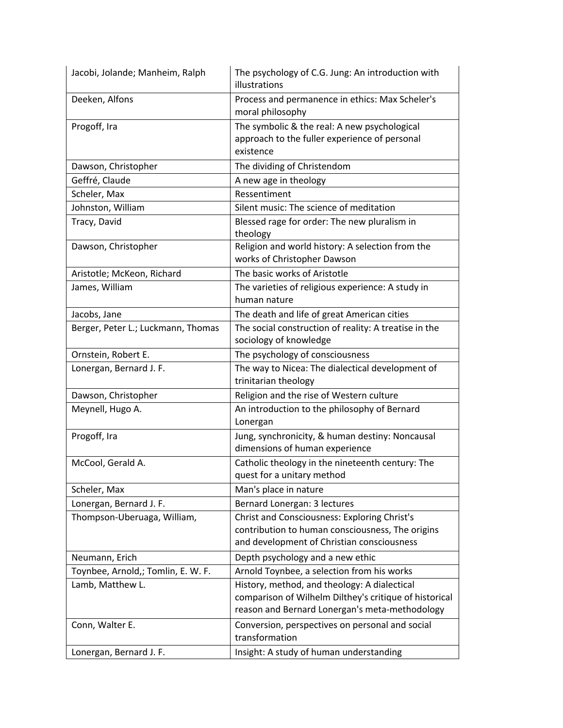| Jacobi, Jolande; Manheim, Ralph | The psychology of C.G. Jung: An introduction with illustrations |
|---|---|
| Deeken, Alfons | Process and permanence in ethics: Max Scheler's moral philosophy |
| Progoff, Ira | The symbolic & the real: A new psychological approach to the fuller experience of personal existence |
| Dawson, Christopher | The dividing of Christendom |
| Geffré, Claude | A new age in theology |
| Scheler, Max | Ressentiment |
| Johnston, William | Silent music: The science of meditation |
| Tracy, David | Blessed rage for order: The new pluralism in theology |
| Dawson, Christopher | Religion and world history: A selection from the works of Christopher Dawson |
| Aristotle; McKeon, Richard | The basic works of Aristotle |
| James, William | The varieties of religious experience: A study in human nature |
| Jacobs, Jane | The death and life of great American cities |
| Berger, Peter L.; Luckmann, Thomas | The social construction of reality: A treatise in the sociology of knowledge |
| Ornstein, Robert E. | The psychology of consciousness |
| Lonergan, Bernard J. F. | The way to Nicea: The dialectical development of trinitarian theology |
| Dawson, Christopher | Religion and the rise of Western culture |
| Meynell, Hugo A. | An introduction to the philosophy of Bernard Lonergan |
| Progoff, Ira | Jung, synchronicity, & human destiny: Noncausal dimensions of human experience |
| McCool, Gerald A. | Catholic theology in the nineteenth century: The quest for a unitary method |
| Scheler, Max | Man's place in nature |
| Lonergan, Bernard J. F. | Bernard Lonergan: 3 lectures |
| Thompson-Uberuaga, William, | Christ and Consciousness: Exploring Christ's contribution to human consciousness, The origins and development of Christian consciousness |
| Neumann, Erich | Depth psychology and a new ethic |
| Toynbee, Arnold,; Tomlin, E. W. F. | Arnold Toynbee, a selection from his works |
| Lamb, Matthew L. | History, method, and theology: A dialectical comparison of Wilhelm Dilthey's critique of historical reason and Bernard Lonergan's meta-methodology |
| Conn, Walter E. | Conversion, perspectives on personal and social transformation |
| Lonergan, Bernard J. F. | Insight: A study of human understanding |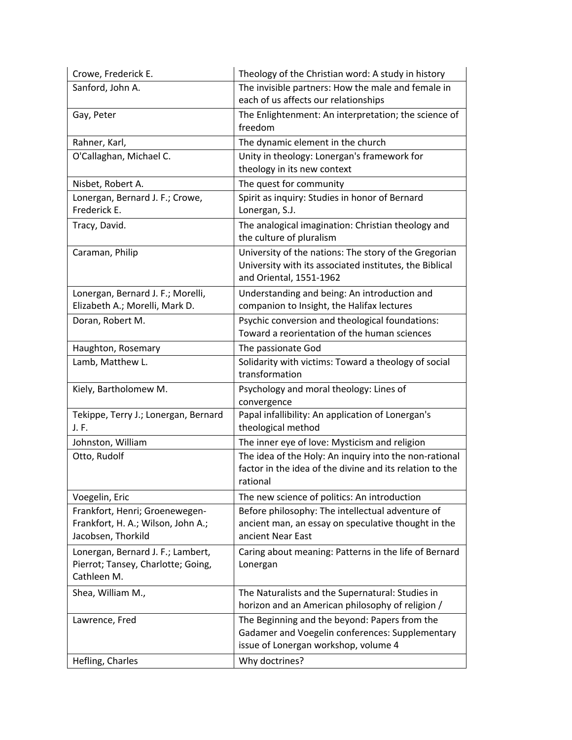| Crowe, Frederick E. | Theology of the Christian word: A study in history |
|---|---|
| Sanford, John A. | The invisible partners: How the male and female in each of us affects our relationships |
| Gay, Peter | The Enlightenment: An interpretation; the science of freedom |
| Rahner, Karl, | The dynamic element in the church |
| O'Callaghan, Michael C. | Unity in theology: Lonergan's framework for theology in its new context |
| Nisbet, Robert A. | The quest for community |
| Lonergan, Bernard J. F.; Crowe, Frederick E. | Spirit as inquiry: Studies in honor of Bernard Lonergan, S.J. |
| Tracy, David. | The analogical imagination: Christian theology and the culture of pluralism |
| Caraman, Philip | University of the nations: The story of the Gregorian University with its associated institutes, the Biblical and Oriental, 1551-1962 |
| Lonergan, Bernard J. F.; Morelli, Elizabeth A.; Morelli, Mark D. | Understanding and being: An introduction and companion to Insight, the Halifax lectures |
| Doran, Robert M. | Psychic conversion and theological foundations: Toward a reorientation of the human sciences |
| Haughton, Rosemary | The passionate God |
| Lamb, Matthew L. | Solidarity with victims: Toward a theology of social transformation |
| Kiely, Bartholomew M. | Psychology and moral theology: Lines of convergence |
| Tekippe, Terry J.; Lonergan, Bernard J. F. | Papal infallibility: An application of Lonergan's theological method |
| Johnston, William | The inner eye of love: Mysticism and religion |
| Otto, Rudolf | The idea of the Holy: An inquiry into the non-rational factor in the idea of the divine and its relation to the rational |
| Voegelin, Eric | The new science of politics: An introduction |
| Frankfort, Henri; Groenewegen-Frankfort, H. A.; Wilson, John A.; Jacobsen, Thorkild | Before philosophy: The intellectual adventure of ancient man, an essay on speculative thought in the ancient Near East |
| Lonergan, Bernard J. F.; Lambert, Pierrot; Tansey, Charlotte; Going, Cathleen M. | Caring about meaning: Patterns in the life of Bernard Lonergan |
| Shea, William M., | The Naturalists and the Supernatural: Studies in horizon and an American philosophy of religion / |
| Lawrence, Fred | The Beginning and the beyond: Papers from the Gadamer and Voegelin conferences: Supplementary issue of Lonergan workshop, volume 4 |
| Hefling, Charles | Why doctrines? |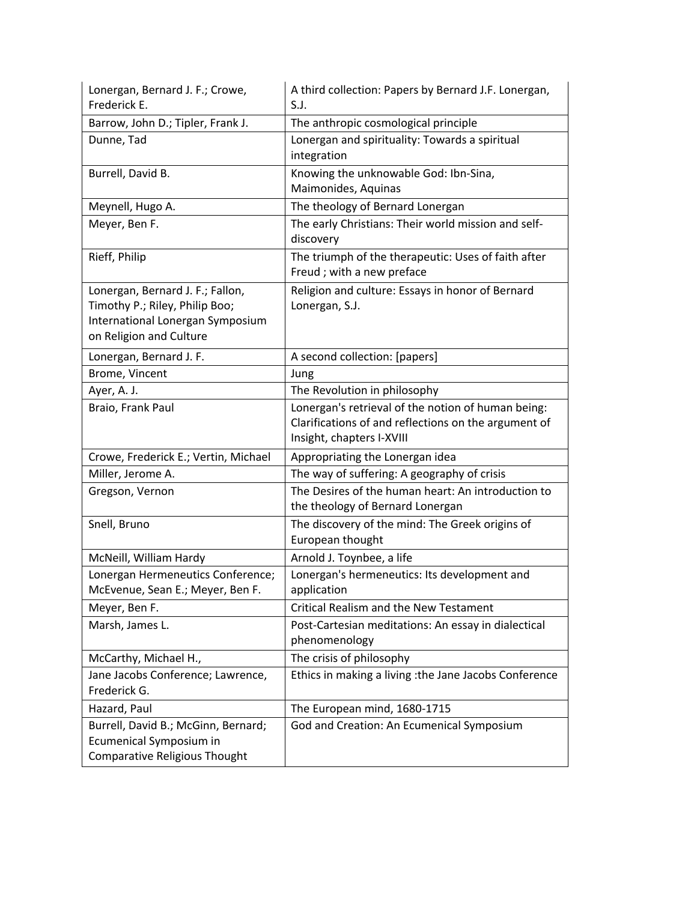| | |
|---|---|
| Lonergan, Bernard J. F.; Crowe, Frederick E. | A third collection: Papers by Bernard J.F. Lonergan, S.J. |
| Barrow, John D.; Tipler, Frank J. | The anthropic cosmological principle |
| Dunne, Tad | Lonergan and spirituality: Towards a spiritual integration |
| Burrell, David B. | Knowing the unknowable God: Ibn-Sina, Maimonides, Aquinas |
| Meynell, Hugo A. | The theology of Bernard Lonergan |
| Meyer, Ben F. | The early Christians: Their world mission and self-discovery |
| Rieff, Philip | The triumph of the therapeutic: Uses of faith after Freud ; with a new preface |
| Lonergan, Bernard J. F.; Fallon, Timothy P.; Riley, Philip Boo; International Lonergan Symposium on Religion and Culture | Religion and culture: Essays in honor of Bernard Lonergan, S.J. |
| Lonergan, Bernard J. F. | A second collection: [papers] |
| Brome, Vincent | Jung |
| Ayer, A. J. | The Revolution in philosophy |
| Braio, Frank Paul | Lonergan's retrieval of the notion of human being: Clarifications of and reflections on the argument of Insight, chapters I-XVIII |
| Crowe, Frederick E.; Vertin, Michael | Appropriating the Lonergan idea |
| Miller, Jerome A. | The way of suffering: A geography of crisis |
| Gregson, Vernon | The Desires of the human heart: An introduction to the theology of Bernard Lonergan |
| Snell, Bruno | The discovery of the mind: The Greek origins of European thought |
| McNeill, William Hardy | Arnold J. Toynbee, a life |
| Lonergan Hermeneutics Conference; McEvenue, Sean E.; Meyer, Ben F. | Lonergan's hermeneutics: Its development and application |
| Meyer, Ben F. | Critical Realism and the New Testament |
| Marsh, James L. | Post-Cartesian meditations: An essay in dialectical phenomenology |
| McCarthy, Michael H., | The crisis of philosophy |
| Jane Jacobs Conference; Lawrence, Frederick G. | Ethics in making a living :the Jane Jacobs Conference |
| Hazard, Paul | The European mind, 1680-1715 |
| Burrell, David B.; McGinn, Bernard; Ecumenical Symposium in Comparative Religious Thought | God and Creation: An Ecumenical Symposium |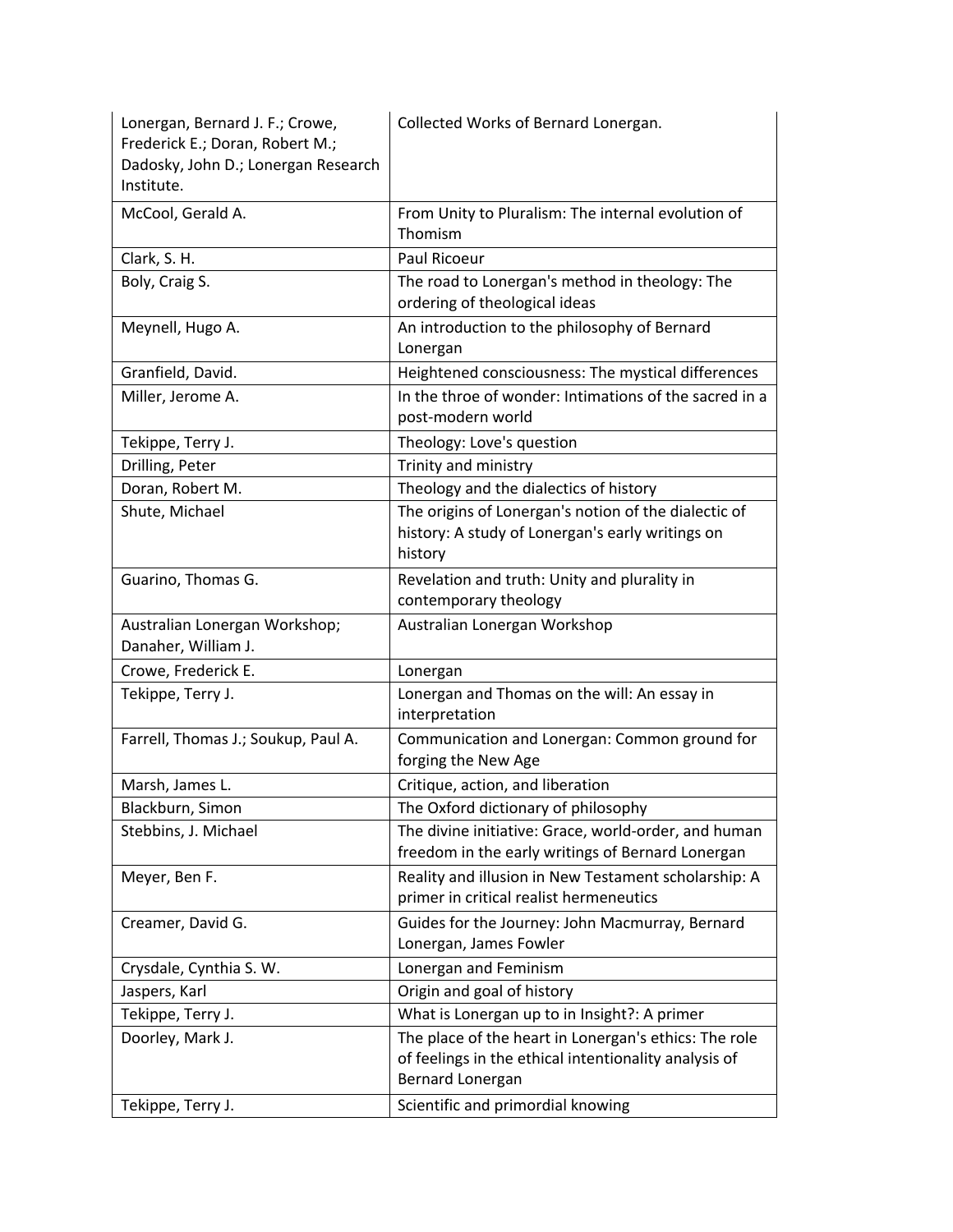| | |
|---|---|
| Lonergan, Bernard J. F.; Crowe, Frederick E.; Doran, Robert M.; Dadosky, John D.; Lonergan Research Institute. | Collected Works of Bernard Lonergan. |
| McCool, Gerald A. | From Unity to Pluralism: The internal evolution of Thomism |
| Clark, S. H. | Paul Ricoeur |
| Boly, Craig S. | The road to Lonergan's method in theology: The ordering of theological ideas |
| Meynell, Hugo A. | An introduction to the philosophy of Bernard Lonergan |
| Granfield, David. | Heightened consciousness: The mystical differences |
| Miller, Jerome A. | In the throe of wonder: Intimations of the sacred in a post-modern world |
| Tekippe, Terry J. | Theology: Love's question |
| Drilling, Peter | Trinity and ministry |
| Doran, Robert M. | Theology and the dialectics of history |
| Shute, Michael | The origins of Lonergan's notion of the dialectic of history: A study of Lonergan's early writings on history |
| Guarino, Thomas G. | Revelation and truth: Unity and plurality in contemporary theology |
| Australian Lonergan Workshop; Danaher, William J. | Australian Lonergan Workshop |
| Crowe, Frederick E. | Lonergan |
| Tekippe, Terry J. | Lonergan and Thomas on the will: An essay in interpretation |
| Farrell, Thomas J.; Soukup, Paul A. | Communication and Lonergan: Common ground for forging the New Age |
| Marsh, James L. | Critique, action, and liberation |
| Blackburn, Simon | The Oxford dictionary of philosophy |
| Stebbins, J. Michael | The divine initiative: Grace, world-order, and human freedom in the early writings of Bernard Lonergan |
| Meyer, Ben F. | Reality and illusion in New Testament scholarship: A primer in critical realist hermeneutics |
| Creamer, David G. | Guides for the Journey: John Macmurray, Bernard Lonergan, James Fowler |
| Crysdale, Cynthia S. W. | Lonergan and Feminism |
| Jaspers, Karl | Origin and goal of history |
| Tekippe, Terry J. | What is Lonergan up to in Insight?: A primer |
| Doorley, Mark J. | The place of the heart in Lonergan's ethics: The role of feelings in the ethical intentionality analysis of Bernard Lonergan |
| Tekippe, Terry J. | Scientific and primordial knowing |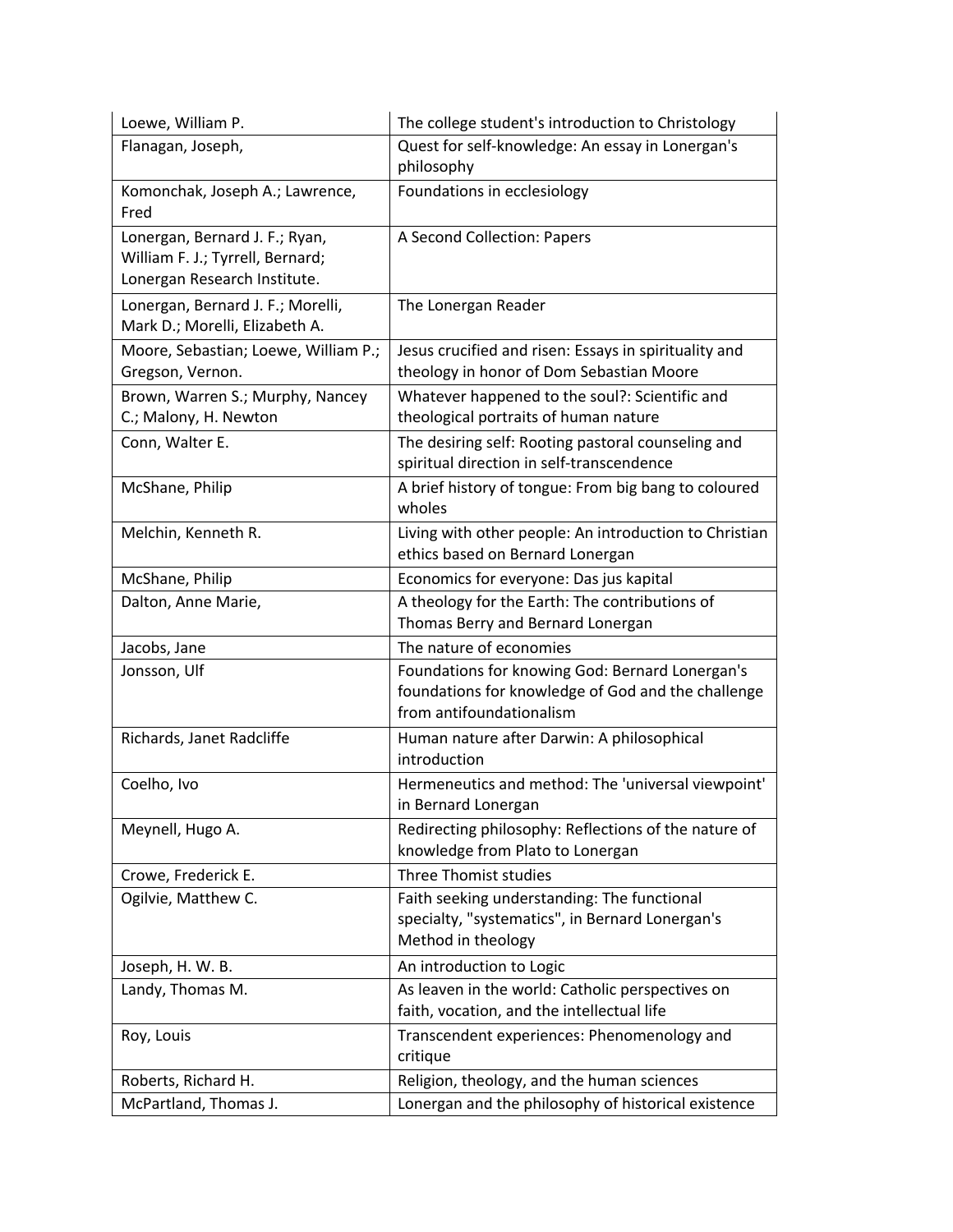| | |
|---|---|
| Loewe, William P. | The college student's introduction to Christology |
| Flanagan, Joseph, | Quest for self-knowledge: An essay in Lonergan's philosophy |
| Komonchak, Joseph A.; Lawrence, Fred | Foundations in ecclesiology |
| Lonergan, Bernard J. F.; Ryan, William F. J.; Tyrrell, Bernard; Lonergan Research Institute. | A Second Collection: Papers |
| Lonergan, Bernard J. F.; Morelli, Mark D.; Morelli, Elizabeth A. | The Lonergan Reader |
| Moore, Sebastian; Loewe, William P.; Gregson, Vernon. | Jesus crucified and risen: Essays in spirituality and theology in honor of Dom Sebastian Moore |
| Brown, Warren S.; Murphy, Nancey C.; Malony, H. Newton | Whatever happened to the soul?: Scientific and theological portraits of human nature |
| Conn, Walter E. | The desiring self: Rooting pastoral counseling and spiritual direction in self-transcendence |
| McShane, Philip | A brief history of tongue: From big bang to coloured wholes |
| Melchin, Kenneth R. | Living with other people: An introduction to Christian ethics based on Bernard Lonergan |
| McShane, Philip | Economics for everyone: Das jus kapital |
| Dalton, Anne Marie, | A theology for the Earth: The contributions of Thomas Berry and Bernard Lonergan |
| Jacobs, Jane | The nature of economies |
| Jonsson, Ulf | Foundations for knowing God: Bernard Lonergan's foundations for knowledge of God and the challenge from antifoundationalism |
| Richards, Janet Radcliffe | Human nature after Darwin: A philosophical introduction |
| Coelho, Ivo | Hermeneutics and method: The 'universal viewpoint' in Bernard Lonergan |
| Meynell, Hugo A. | Redirecting philosophy: Reflections of the nature of knowledge from Plato to Lonergan |
| Crowe, Frederick E. | Three Thomist studies |
| Ogilvie, Matthew C. | Faith seeking understanding: The functional specialty, "systematics", in Bernard Lonergan's Method in theology |
| Joseph, H. W. B. | An introduction to Logic |
| Landy, Thomas M. | As leaven in the world: Catholic perspectives on faith, vocation, and the intellectual life |
| Roy, Louis | Transcendent experiences: Phenomenology and critique |
| Roberts, Richard H. | Religion, theology, and the human sciences |
| McPartland, Thomas J. | Lonergan and the philosophy of historical existence |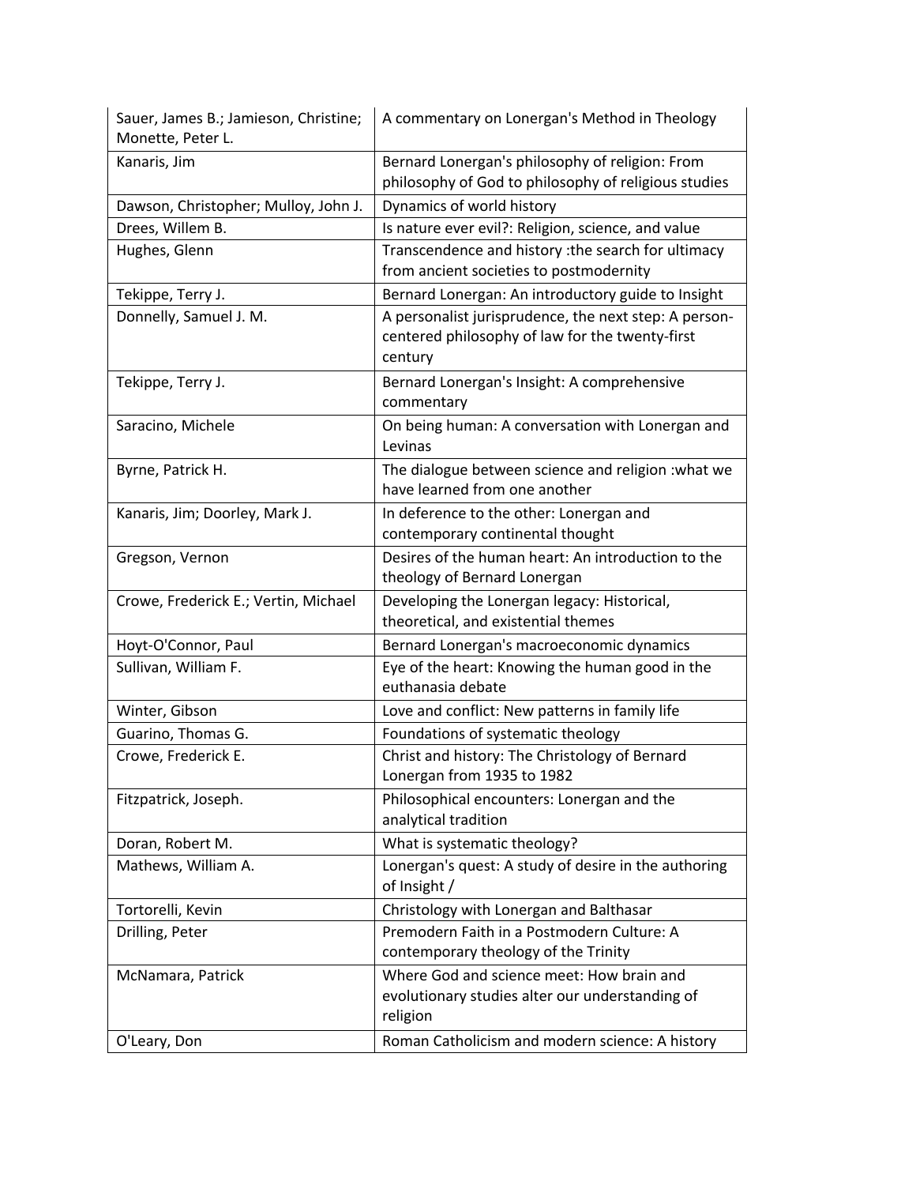| | |
|---|---|
| Sauer, James B.; Jamieson, Christine; Monette, Peter L. | A commentary on Lonergan's Method in Theology |
| Kanaris, Jim | Bernard Lonergan's philosophy of religion: From philosophy of God to philosophy of religious studies |
| Dawson, Christopher; Mulloy, John J. | Dynamics of world history |
| Drees, Willem B. | Is nature ever evil?: Religion, science, and value |
| Hughes, Glenn | Transcendence and history :the search for ultimacy from ancient societies to postmodernity |
| Tekippe, Terry J. | Bernard Lonergan: An introductory guide to Insight |
| Donnelly, Samuel J. M. | A personalist jurisprudence, the next step: A person-centered philosophy of law for the twenty-first century |
| Tekippe, Terry J. | Bernard Lonergan's Insight: A comprehensive commentary |
| Saracino, Michele | On being human: A conversation with Lonergan and Levinas |
| Byrne, Patrick H. | The dialogue between science and religion :what we have learned from one another |
| Kanaris, Jim; Doorley, Mark J. | In deference to the other: Lonergan and contemporary continental thought |
| Gregson, Vernon | Desires of the human heart: An introduction to the theology of Bernard Lonergan |
| Crowe, Frederick E.; Vertin, Michael | Developing the Lonergan legacy: Historical, theoretical, and existential themes |
| Hoyt-O'Connor, Paul | Bernard Lonergan's macroeconomic dynamics |
| Sullivan, William F. | Eye of the heart: Knowing the human good in the euthanasia debate |
| Winter, Gibson | Love and conflict: New patterns in family life |
| Guarino, Thomas G. | Foundations of systematic theology |
| Crowe, Frederick E. | Christ and history: The Christology of Bernard Lonergan from 1935 to 1982 |
| Fitzpatrick, Joseph. | Philosophical encounters: Lonergan and the analytical tradition |
| Doran, Robert M. | What is systematic theology? |
| Mathews, William A. | Lonergan's quest: A study of desire in the authoring of Insight / |
| Tortorelli, Kevin | Christology with Lonergan and Balthasar |
| Drilling, Peter | Premodern Faith in a Postmodern Culture: A contemporary theology of the Trinity |
| McNamara, Patrick | Where God and science meet: How brain and evolutionary studies alter our understanding of religion |
| O'Leary, Don | Roman Catholicism and modern science: A history |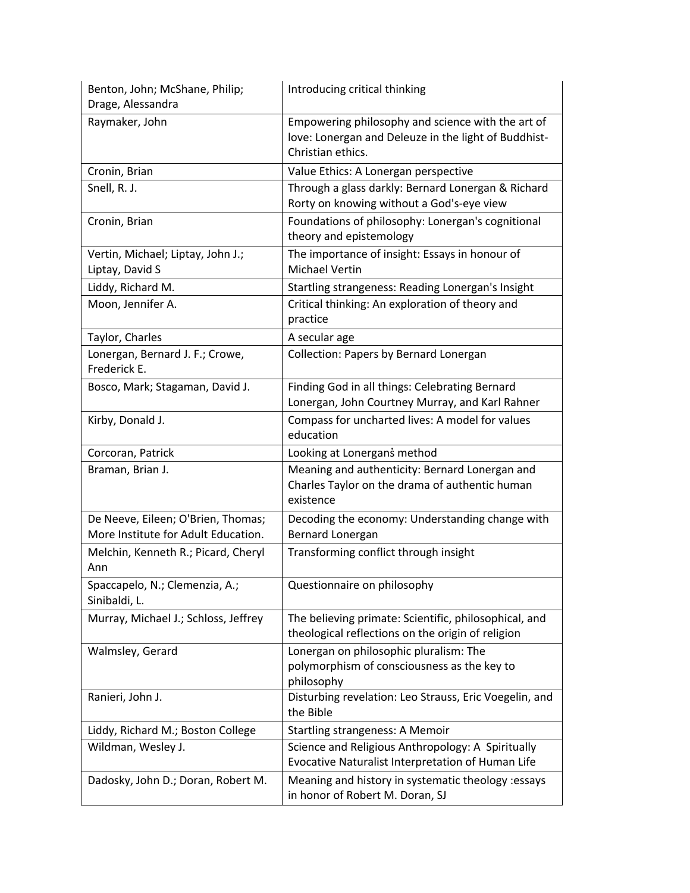| | |
|---|---|
| Benton, John; McShane, Philip; Drage, Alessandra | Introducing critical thinking |
| Raymaker, John | Empowering philosophy and science with the art of love: Lonergan and Deleuze in the light of Buddhist-Christian ethics. |
| Cronin, Brian | Value Ethics: A Lonergan perspective |
| Snell, R. J. | Through a glass darkly: Bernard Lonergan & Richard Rorty on knowing without a God's-eye view |
| Cronin, Brian | Foundations of philosophy: Lonergan's cognitional theory and epistemology |
| Vertin, Michael; Liptay, John J.; Liptay, David S | The importance of insight: Essays in honour of Michael Vertin |
| Liddy, Richard M. | Startling strangeness: Reading Lonergan's Insight |
| Moon, Jennifer A. | Critical thinking: An exploration of theory and practice |
| Taylor, Charles | A secular age |
| Lonergan, Bernard J. F.; Crowe, Frederick E. | Collection: Papers by Bernard Lonergan |
| Bosco, Mark; Stagaman, David J. | Finding God in all things: Celebrating Bernard Lonergan, John Courtney Murray, and Karl Rahner |
| Kirby, Donald J. | Compass for uncharted lives: A model for values education |
| Corcoran, Patrick | Looking at Lonerganś method |
| Braman, Brian J. | Meaning and authenticity: Bernard Lonergan and Charles Taylor on the drama of authentic human existence |
| De Neeve, Eileen; O'Brien, Thomas; More Institute for Adult Education. | Decoding the economy: Understanding change with Bernard Lonergan |
| Melchin, Kenneth R.; Picard, Cheryl Ann | Transforming conflict through insight |
| Spaccapelo, N.; Clemenzia, A.; Sinibaldi, L. | Questionnaire on philosophy |
| Murray, Michael J.; Schloss, Jeffrey | The believing primate: Scientific, philosophical, and theological reflections on the origin of religion |
| Walmsley, Gerard | Lonergan on philosophic pluralism: The polymorphism of consciousness as the key to philosophy |
| Ranieri, John J. | Disturbing revelation: Leo Strauss, Eric Voegelin, and the Bible |
| Liddy, Richard M.; Boston College | Startling strangeness: A Memoir |
| Wildman, Wesley J. | Science and Religious Anthropology: A Spiritually Evocative Naturalist Interpretation of Human Life |
| Dadosky, John D.; Doran, Robert M. | Meaning and history in systematic theology :essays in honor of Robert M. Doran, SJ |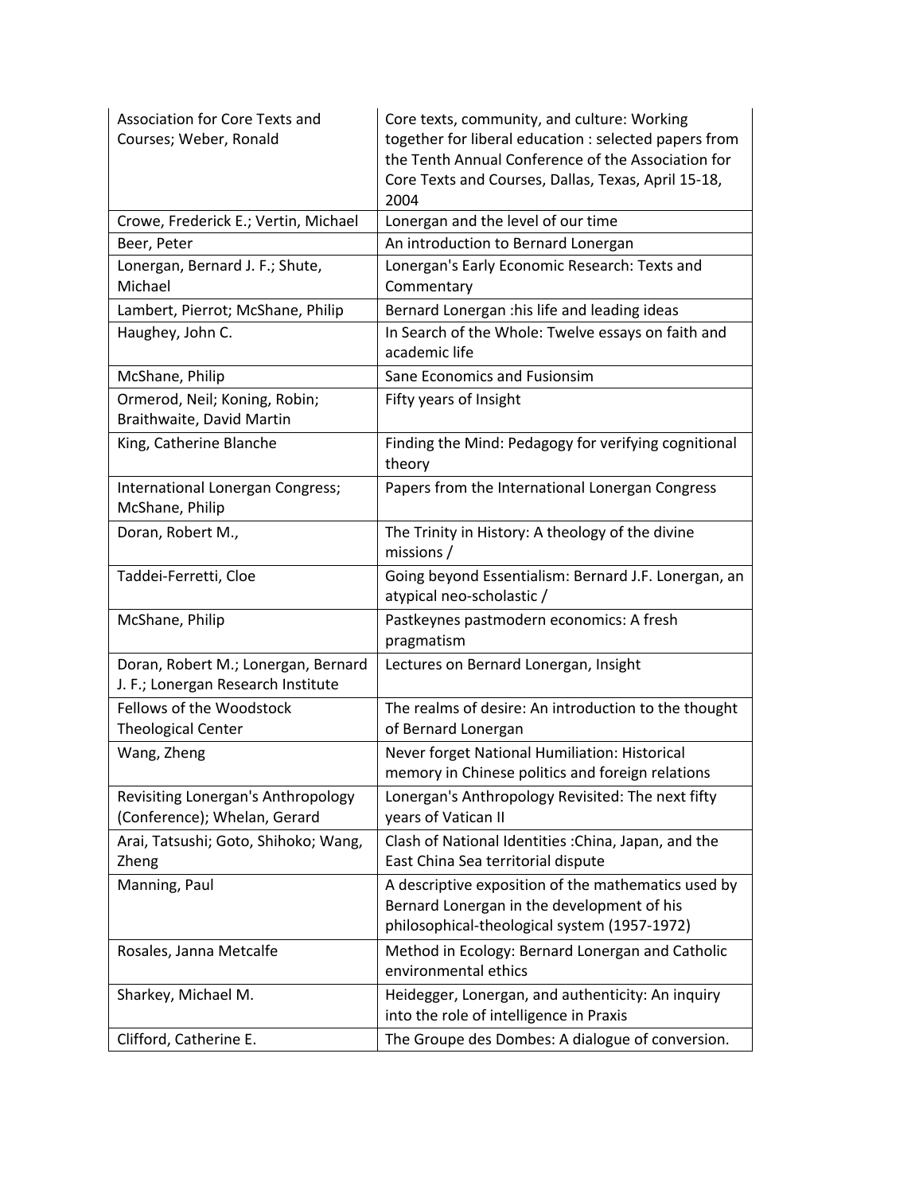| Association for Core Texts and Courses; Weber, Ronald | Core texts, community, and culture: Working together for liberal education : selected papers from the Tenth Annual Conference of the Association for Core Texts and Courses, Dallas, Texas, April 15-18, 2004 |
|---|---|
| Crowe, Frederick E.; Vertin, Michael | Lonergan and the level of our time |
| Beer, Peter | An introduction to Bernard Lonergan |
| Lonergan, Bernard J. F.; Shute, Michael | Lonergan's Early Economic Research: Texts and Commentary |
| Lambert, Pierrot; McShane, Philip | Bernard Lonergan :his life and leading ideas |
| Haughey, John C. | In Search of the Whole: Twelve essays on faith and academic life |
| McShane, Philip | Sane Economics and Fusionsim |
| Ormerod, Neil; Koning, Robin; Braithwaite, David Martin | Fifty years of Insight |
| King, Catherine Blanche | Finding the Mind: Pedagogy for verifying cognitional theory |
| International Lonergan Congress; McShane, Philip | Papers from the International Lonergan Congress |
| Doran, Robert M., | The Trinity in History: A theology of the divine missions / |
| Taddei-Ferretti, Cloe | Going beyond Essentialism: Bernard J.F. Lonergan, an atypical neo-scholastic / |
| McShane, Philip | Pastkeynes pastmodern economics: A fresh pragmatism |
| Doran, Robert M.; Lonergan, Bernard J. F.; Lonergan Research Institute | Lectures on Bernard Lonergan, Insight |
| Fellows of the Woodstock Theological Center | The realms of desire: An introduction to the thought of Bernard Lonergan |
| Wang, Zheng | Never forget National Humiliation: Historical memory in Chinese politics and foreign relations |
| Revisiting Lonergan's Anthropology (Conference); Whelan, Gerard | Lonergan's Anthropology Revisited: The next fifty years of Vatican II |
| Arai, Tatsushi; Goto, Shihoko; Wang, Zheng | Clash of National Identities :China, Japan, and the East China Sea territorial dispute |
| Manning, Paul | A descriptive exposition of the mathematics used by Bernard Lonergan in the development of his philosophical-theological system (1957-1972) |
| Rosales, Janna Metcalfe | Method in Ecology: Bernard Lonergan and Catholic environmental ethics |
| Sharkey, Michael M. | Heidegger, Lonergan, and authenticity: An inquiry into the role of intelligence in Praxis |
| Clifford, Catherine E. | The Groupe des Dombes: A dialogue of conversion. |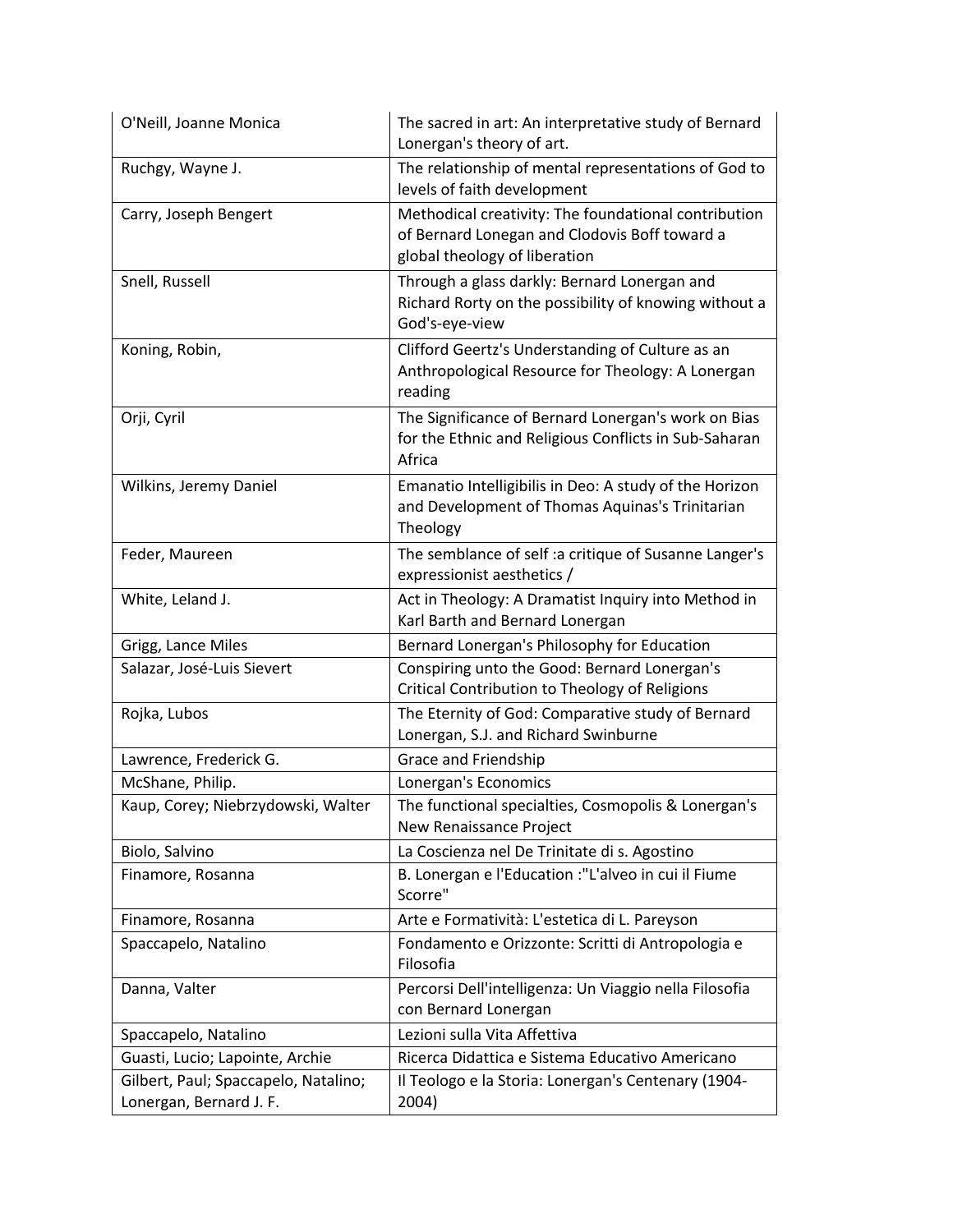| | |
|---|---|
| O'Neill, Joanne Monica | The sacred in art: An interpretative study of Bernard Lonergan's theory of art. |
| Ruchgy, Wayne J. | The relationship of mental representations of God to levels of faith development |
| Carry, Joseph Bengert | Methodical creativity: The foundational contribution of Bernard Lonegan and Clodovis Boff toward a global theology of liberation |
| Snell, Russell | Through a glass darkly: Bernard Lonergan and Richard Rorty on the possibility of knowing without a God's-eye-view |
| Koning, Robin, | Clifford Geertz's Understanding of Culture as an Anthropological Resource for Theology: A Lonergan reading |
| Orji, Cyril | The Significance of Bernard Lonergan's work on Bias for the Ethnic and Religious Conflicts in Sub-Saharan Africa |
| Wilkins, Jeremy Daniel | Emanatio Intelligibilis in Deo: A study of the Horizon and Development of Thomas Aquinas's Trinitarian Theology |
| Feder, Maureen | The semblance of self :a critique of Susanne Langer's expressionist aesthetics / |
| White, Leland J. | Act in Theology: A Dramatist Inquiry into Method in Karl Barth and Bernard Lonergan |
| Grigg, Lance Miles | Bernard Lonergan's Philosophy for Education |
| Salazar, José-Luis Sievert | Conspiring unto the Good: Bernard Lonergan's Critical Contribution to Theology of Religions |
| Rojka, Lubos | The Eternity of God: Comparative study of Bernard Lonergan, S.J. and Richard Swinburne |
| Lawrence, Frederick G. | Grace and Friendship |
| McShane, Philip. | Lonergan's Economics |
| Kaup, Corey; Niebrzydowski, Walter | The functional specialties, Cosmopolis & Lonergan's New Renaissance Project |
| Biolo, Salvino | La Coscienza nel De Trinitate di s. Agostino |
| Finamore, Rosanna | B. Lonergan e l'Education :"L'alveo in cui il Fiume Scorre" |
| Finamore, Rosanna | Arte e Formatività: L'estetica di L. Pareyson |
| Spaccapelo, Natalino | Fondamento e Orizzonte: Scritti di Antropologia e Filosofia |
| Danna, Valter | Percorsi Dell'intelligenza: Un Viaggio nella Filosofia con Bernard Lonergan |
| Spaccapelo, Natalino | Lezioni sulla Vita Affettiva |
| Guasti, Lucio; Lapointe, Archie | Ricerca Didattica e Sistema Educativo Americano |
| Gilbert, Paul; Spaccapelo, Natalino; Lonergan, Bernard J. F. | Il Teologo e la Storia: Lonergan's Centenary (1904-2004) |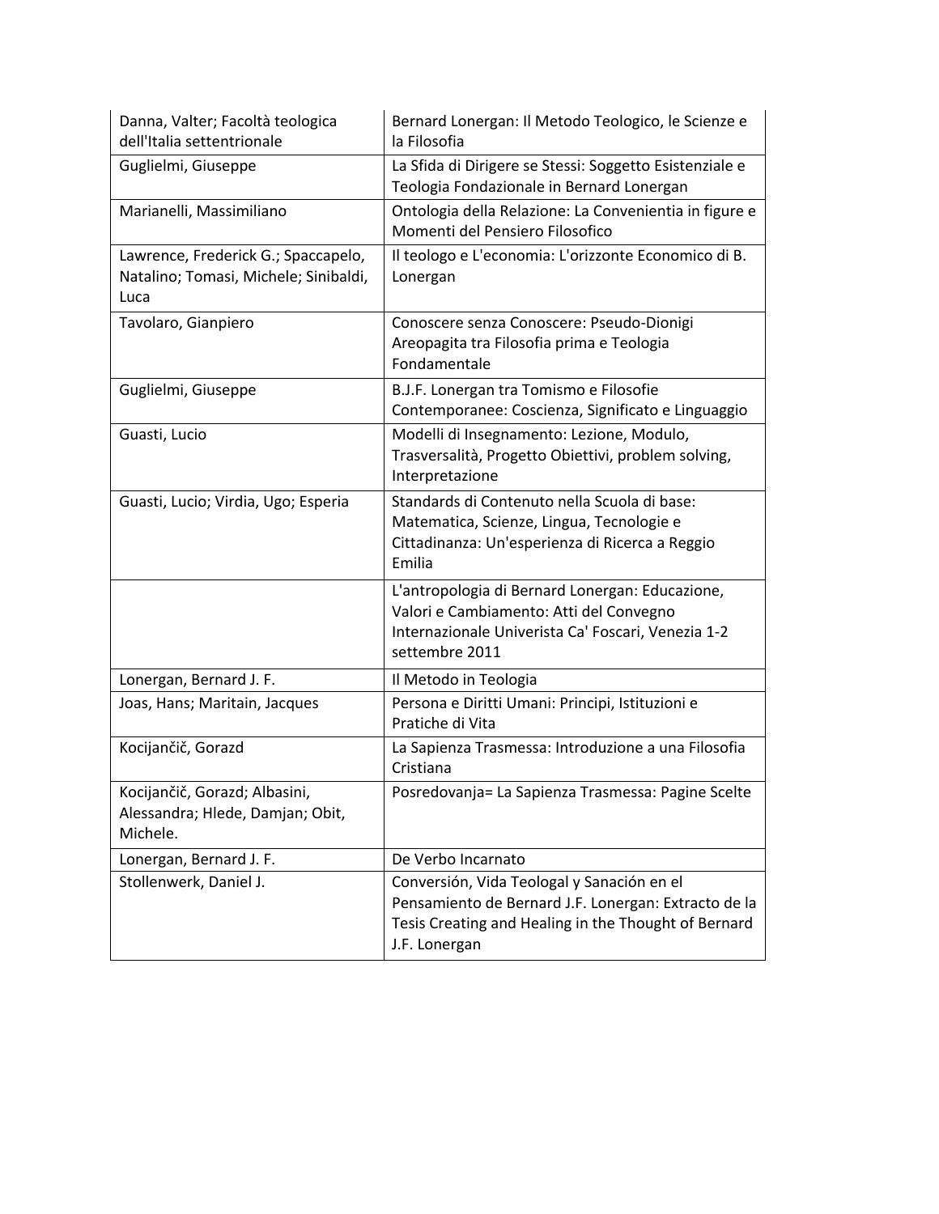| | |
|---|---|
| Danna, Valter; Facoltà teologica dell'Italia settentrionale | Bernard Lonergan: Il Metodo Teologico, le Scienze e la Filosofia |
| Guglielmi, Giuseppe | La Sfida di Dirigere se Stessi: Soggetto Esistenziale e Teologia Fondazionale in Bernard Lonergan |
| Marianelli, Massimiliano | Ontologia della Relazione: La Convenientia in figure e Momenti del Pensiero Filosofico |
| Lawrence, Frederick G.; Spaccapelo, Natalino; Tomasi, Michele; Sinibaldi, Luca | Il teologo e L'economia: L'orizzonte Economico di B. Lonergan |
| Tavolaro, Gianpiero | Conoscere senza Conoscere: Pseudo-Dionigi Areopagita tra Filosofia prima e Teologia Fondamentale |
| Guglielmi, Giuseppe | B.J.F. Lonergan tra Tomismo e Filosofie Contemporanee: Coscienza, Significato e Linguaggio |
| Guasti, Lucio | Modelli di Insegnamento: Lezione, Modulo, Trasversalità, Progetto Obiettivi, problem solving, Interpretazione |
| Guasti, Lucio; Virdia, Ugo; Esperia | Standards di Contenuto nella Scuola di base: Matematica, Scienze, Lingua, Tecnologie e Cittadinanza: Un'esperienza di Ricerca a Reggio Emilia |
| | L'antropologia di Bernard Lonergan: Educazione, Valori e Cambiamento: Atti del Convegno Internazionale Univerista Ca' Foscari, Venezia 1-2 settembre 2011 |
| Lonergan, Bernard J. F. | Il Metodo in Teologia |
| Joas, Hans; Maritain, Jacques | Persona e Diritti Umani: Principi, Istituzioni e Pratiche di Vita |
| Kocijančič, Gorazd | La Sapienza Trasmessa: Introduzione a una Filosofia Cristiana |
| Kocijančič, Gorazd; Albasini, Alessandra; Hlede, Damjan; Obit, Michele. | Posredovanja= La Sapienza Trasmessa: Pagine Scelte |
| Lonergan, Bernard J. F. | De Verbo Incarnato |
| Stollenwerk, Daniel J. | Conversión, Vida Teologal y Sanación en el Pensamiento de Bernard J.F. Lonergan: Extracto de la Tesis Creating and Healing in the Thought of Bernard J.F. Lonergan |